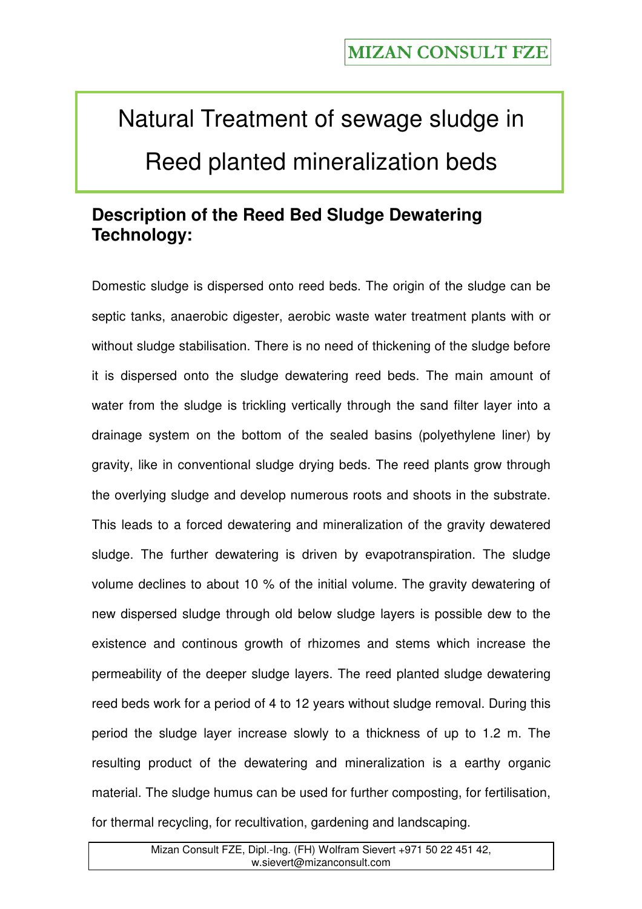MIZAN CONSULT FZE

# Natural Treatment of sewage sludge in Reed planted mineralization beds

## Description of the Reed Bed Sludge Dewatering Technology:

Domestic sludge is dispersed onto reed beds. The origin of the sludge can be septic tanks, anaerobic digester, aerobic waste water treatment plants with or without sludge stabilisation. There is no need of thickening of the sludge before it is dispersed onto the sludge dewatering reed beds. The main amount of water from the sludge is trickling vertically through the sand filter layer into a drainage system on the bottom of the sealed basins (polyethylene liner) by gravity, like in conventional sludge drying beds. The reed plants grow through the overlying sludge and develop numerous roots and shoots in the substrate. This leads to a forced dewatering and mineralization of the gravity dewatered sludge. The further dewatering is driven by evapotranspiration. The sludge volume declines to about 10 % of the initial volume. The gravity dewatering of new dispersed sludge through old below sludge layers is possible dew to the existence and continous growth of rhizomes and stems which increase the permeability of the deeper sludge layers. The reed planted sludge dewatering reed beds work for a period of 4 to 12 years without sludge removal. During this period the sludge layer increase slowly to a thickness of up to 1.2 m. The resulting product of the dewatering and mineralization is a earthy organic material. The sludge humus can be used for further composting, for fertilisation, for thermal recycling, for recultivation, gardening and landscaping.

Mizan Consult FZE, Dipl.-Ing. (FH) Wolfram Sievert +971 50 22 451 42, w.sievert@mizanconsult.com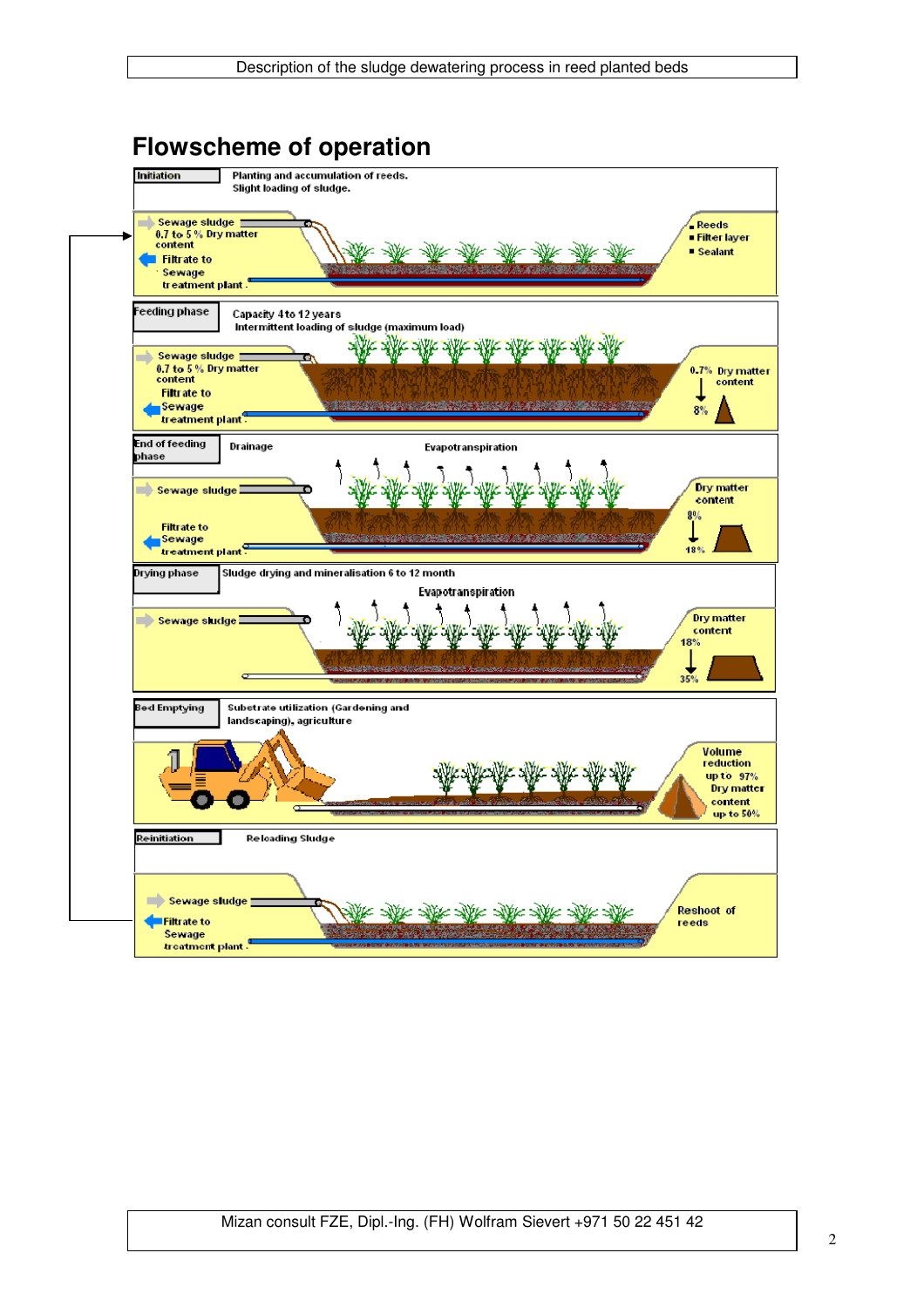## Flowscheme of operation

**Initiation**
Planting and accumulation of reeds.
Slight loading of sludge.

Sewage sludge 0.7 to 5 % Dry matter content
Filtrate to Sewage treatment plant
- Reeds
- Filter layer
- Sealant

**Feeding phase**
Capacity 4 to 12 years
Intermittent loading of sludge (maximum load)

Sewage sludge 0.7 to 5 % Dry matter content
Filtrate to Sewage treatment plant
0.7% Dry matter content → 8%

**End of feeding phase**
Drainage
Evapotranspiration

Sewage sludge
Filtrate to Sewage treatment plant
Dry matter content 8% → 18%

**Drying phase**
Sludge drying and mineralisation 6 to 12 month
Evapotranspiration

Sewage sludge
Dry matter content 18% → 35%

**Bed Emptying**
Substrate utilization (Gardening and landscaping), agriculture

Volume reduction up to 97%
Dry matter content up to 50%

**Reinitiation**
Reloading Sludge

Sewage sludge
Filtrate to Sewage treatment plant
Reshoot of reeds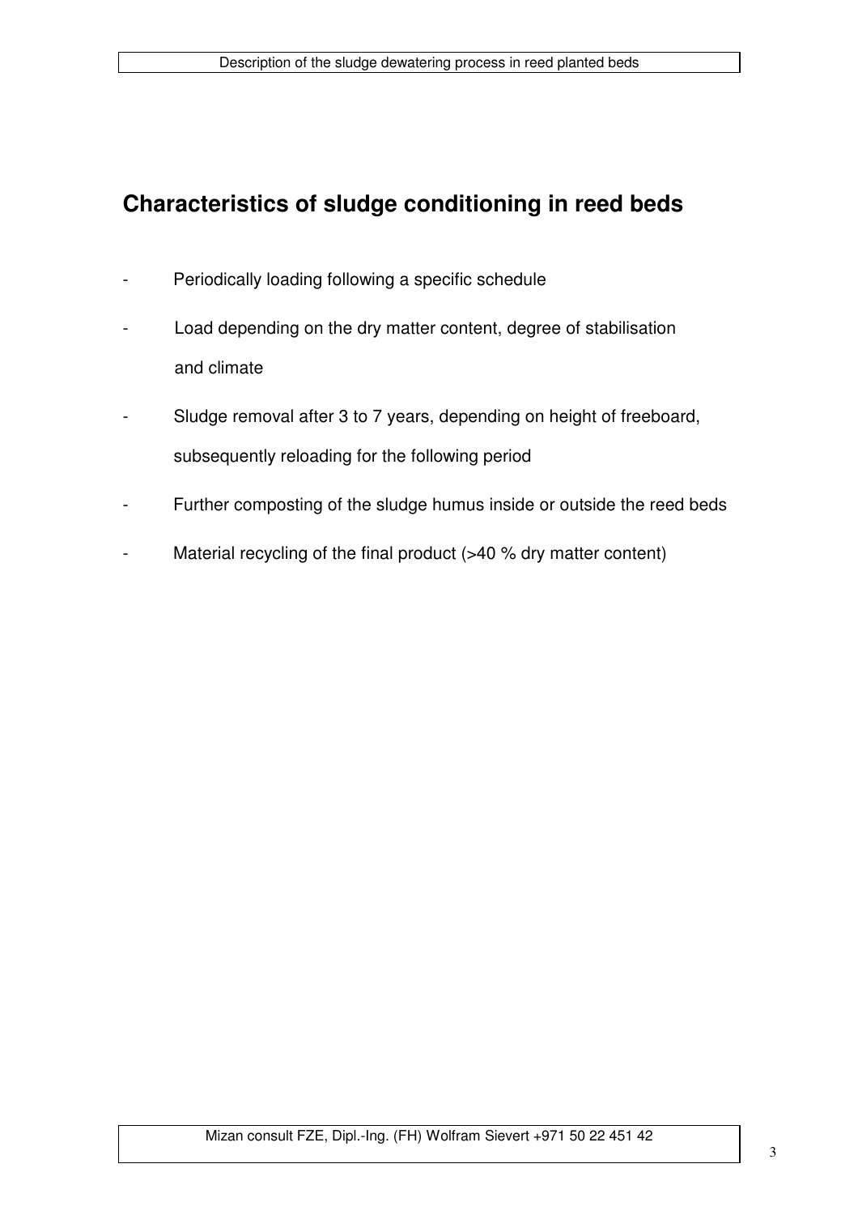## Characteristics of sludge conditioning in reed beds

- Periodically loading following a specific schedule
- Load depending on the dry matter content, degree of stabilisation and climate
- Sludge removal after 3 to 7 years, depending on height of freeboard, subsequently reloading for the following period
- Further composting of the sludge humus inside or outside the reed beds
- Material recycling of the final product (>40 % dry matter content)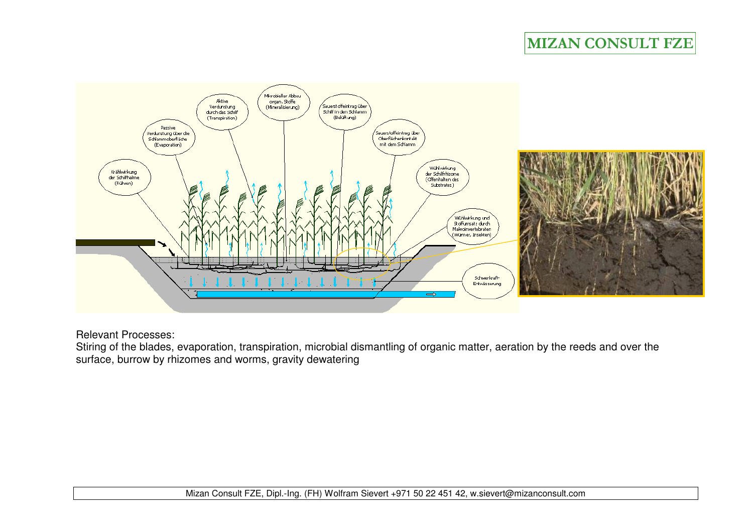Relevant Processes:

Stiring of the blades, evaporation, transpiration, microbial dismantling of organic matter, aeration by the reeds and over the surface, burrow by rhizomes and worms, gravity dewatering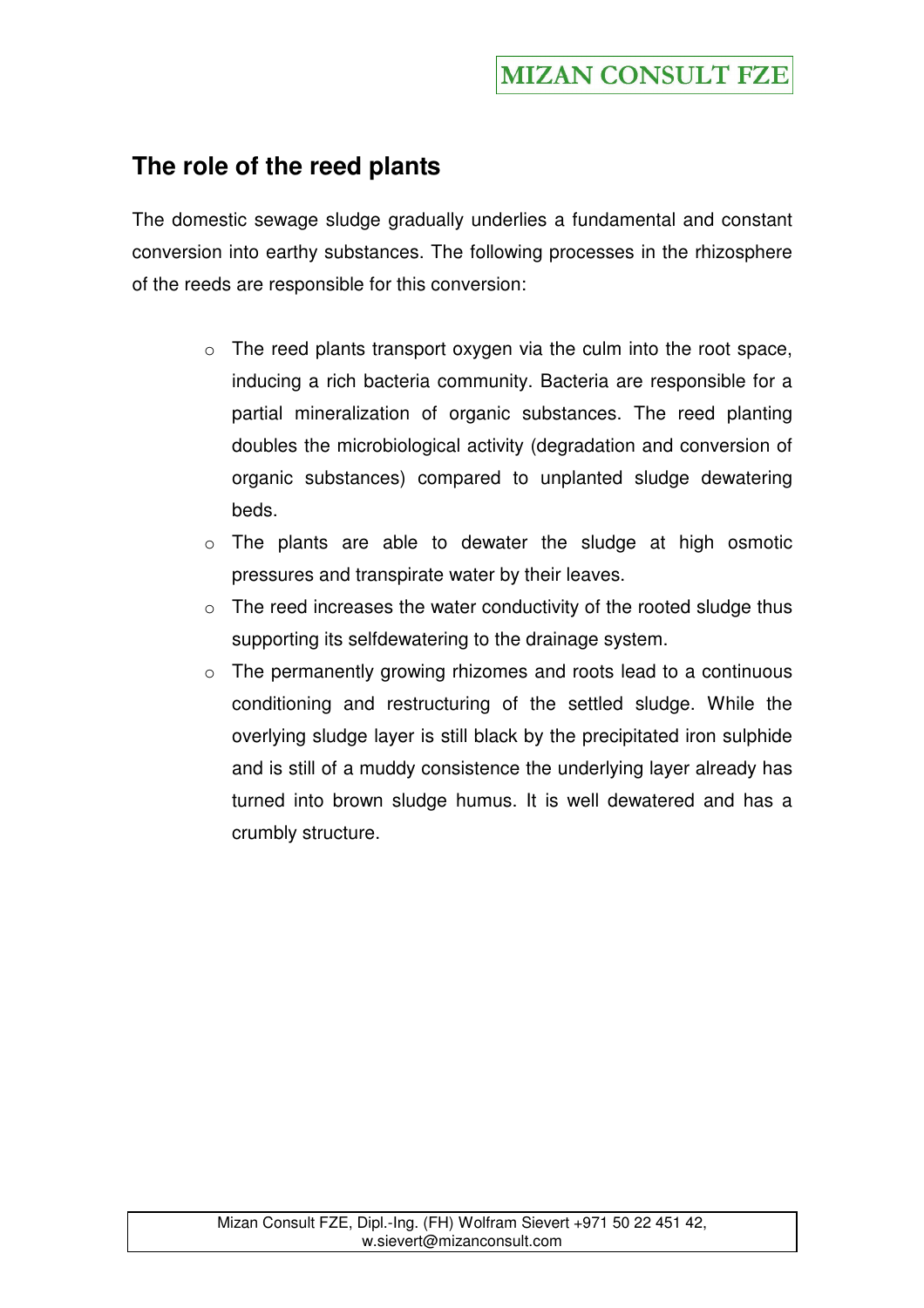## The role of the reed plants

The domestic sewage sludge gradually underlies a fundamental and constant conversion into earthy substances. The following processes in the rhizosphere of the reeds are responsible for this conversion:

- The reed plants transport oxygen via the culm into the root space, inducing a rich bacteria community. Bacteria are responsible for a partial mineralization of organic substances. The reed planting doubles the microbiological activity (degradation and conversion of organic substances) compared to unplanted sludge dewatering beds.
- The plants are able to dewater the sludge at high osmotic pressures and transpirate water by their leaves.
- The reed increases the water conductivity of the rooted sludge thus supporting its selfdewatering to the drainage system.
- The permanently growing rhizomes and roots lead to a continuous conditioning and restructuring of the settled sludge. While the overlying sludge layer is still black by the precipitated iron sulphide and is still of a muddy consistence the underlying layer already has turned into brown sludge humus. It is well dewatered and has a crumbly structure.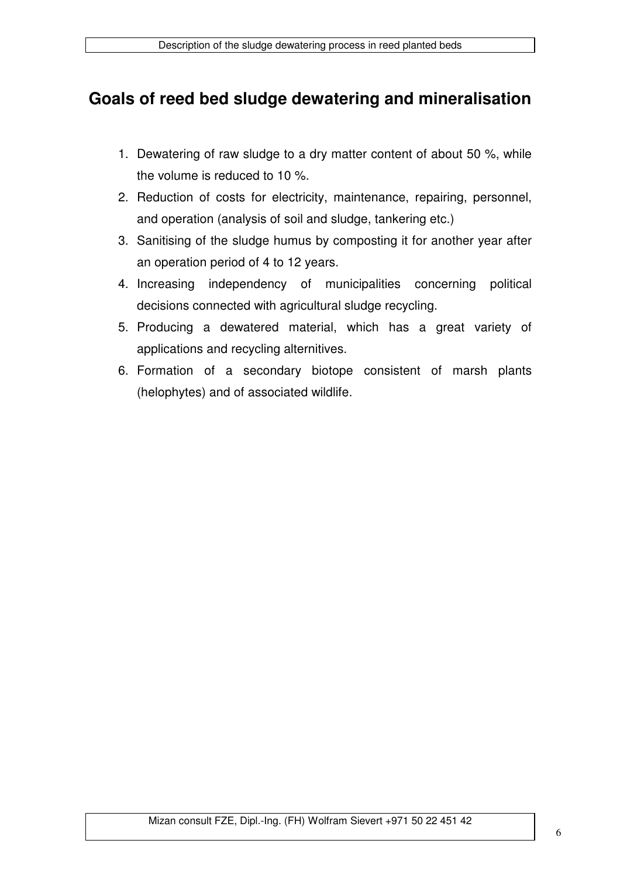## Goals of reed bed sludge dewatering and mineralisation

1. Dewatering of raw sludge to a dry matter content of about 50 %, while the volume is reduced to 10 %.
2. Reduction of costs for electricity, maintenance, repairing, personnel, and operation (analysis of soil and sludge, tankering etc.)
3. Sanitising of the sludge humus by composting it for another year after an operation period of 4 to 12 years.
4. Increasing independency of municipalities concerning political decisions connected with agricultural sludge recycling.
5. Producing a dewatered material, which has a great variety of applications and recycling alternitives.
6. Formation of a secondary biotope consistent of marsh plants (helophytes) and of associated wildlife.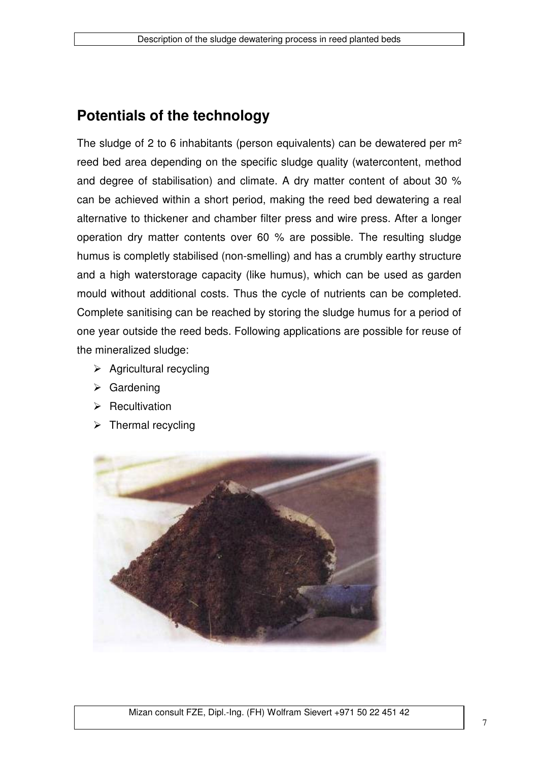## Potentials of the technology

The sludge of 2 to 6 inhabitants (person equivalents) can be dewatered per m² reed bed area depending on the specific sludge quality (watercontent, method and degree of stabilisation) and climate. A dry matter content of about 30 % can be achieved within a short period, making the reed bed dewatering a real alternative to thickener and chamber filter press and wire press. After a longer operation dry matter contents over 60 % are possible. The resulting sludge humus is completly stabilised (non-smelling) and has a crumbly earthy structure and a high waterstorage capacity (like humus), which can be used as garden mould without additional costs. Thus the cycle of nutrients can be completed. Complete sanitising can be reached by storing the sludge humus for a period of one year outside the reed beds. Following applications are possible for reuse of the mineralized sludge:

- Agricultural recycling
- Gardening
- Recultivation
- Thermal recycling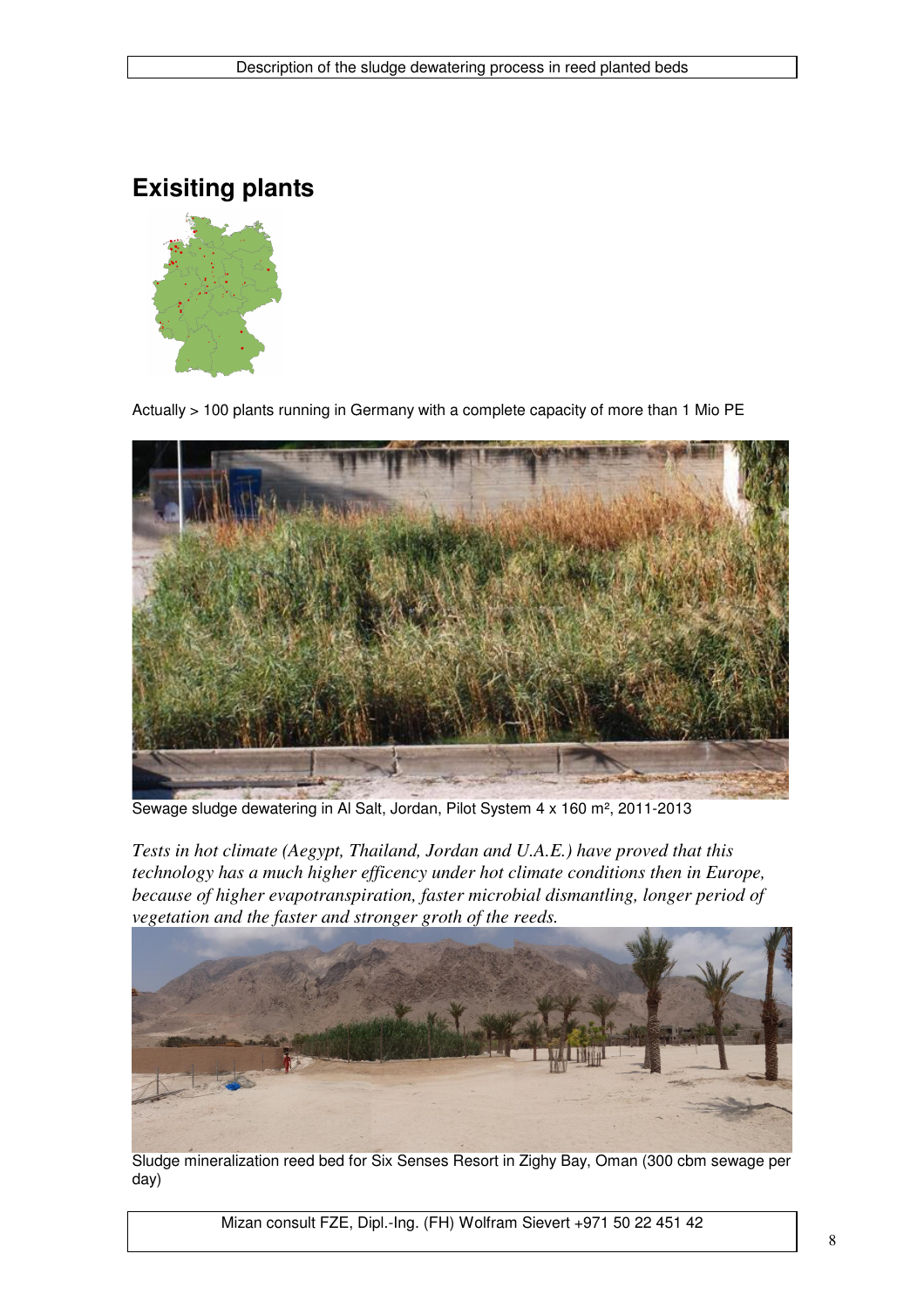## Exisiting plants

Actually > 100 plants running in Germany with a complete capacity of more than 1 Mio PE

Sewage sludge dewatering in Al Salt, Jordan, Pilot System 4 x 160 m², 2011-2013

*Tests in hot climate (Aegypt, Thailand, Jordan and U.A.E.) have proved that this technology has a much higher efficency under hot climate conditions then in Europe, because of higher evapotranspiration, faster microbial dismantling, longer period of vegetation and the faster and stronger groth of the reeds.*

Sludge mineralization reed bed for Six Senses Resort in Zighy Bay, Oman (300 cbm sewage per day)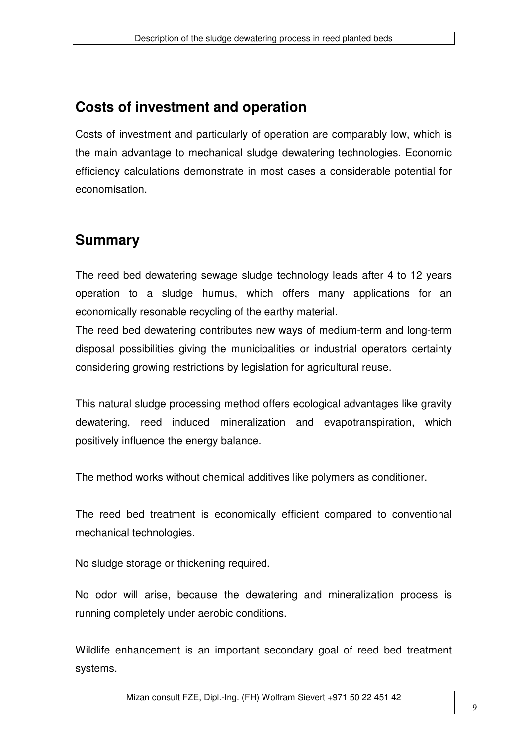## Costs of investment and operation

Costs of investment and particularly of operation are comparably low, which is the main advantage to mechanical sludge dewatering technologies. Economic efficiency calculations demonstrate in most cases a considerable potential for economisation.

## Summary

The reed bed dewatering sewage sludge technology leads after 4 to 12 years operation to a sludge humus, which offers many applications for an economically resonable recycling of the earthy material.
The reed bed dewatering contributes new ways of medium-term and long-term disposal possibilities giving the municipalities or industrial operators certainty considering growing restrictions by legislation for agricultural reuse.

This natural sludge processing method offers ecological advantages like gravity dewatering, reed induced mineralization and evapotranspiration, which positively influence the energy balance.

The method works without chemical additives like polymers as conditioner.

The reed bed treatment is economically efficient compared to conventional mechanical technologies.

No sludge storage or thickening required.

No odor will arise, because the dewatering and mineralization process is running completely under aerobic conditions.

Wildlife enhancement is an important secondary goal of reed bed treatment systems.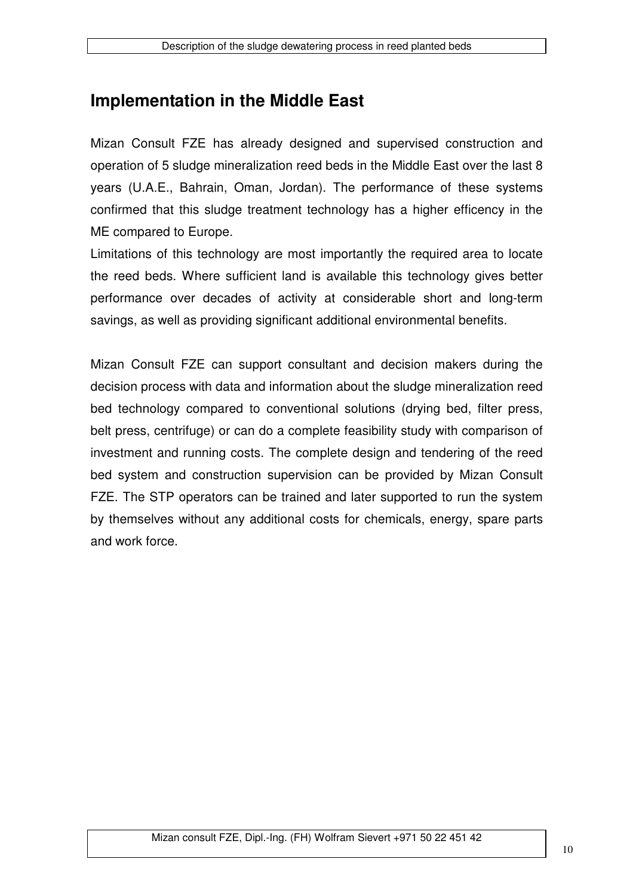## Implementation in the Middle East

Mizan Consult FZE has already designed and supervised construction and operation of 5 sludge mineralization reed beds in the Middle East over the last 8 years (U.A.E., Bahrain, Oman, Jordan). The performance of these systems confirmed that this sludge treatment technology has a higher efficency in the ME compared to Europe.

Limitations of this technology are most importantly the required area to locate the reed beds. Where sufficient land is available this technology gives better performance over decades of activity at considerable short and long-term savings, as well as providing significant additional environmental benefits.

Mizan Consult FZE can support consultant and decision makers during the decision process with data and information about the sludge mineralization reed bed technology compared to conventional solutions (drying bed, filter press, belt press, centrifuge) or can do a complete feasibility study with comparison of investment and running costs. The complete design and tendering of the reed bed system and construction supervision can be provided by Mizan Consult FZE. The STP operators can be trained and later supported to run the system by themselves without any additional costs for chemicals, energy, spare parts and work force.